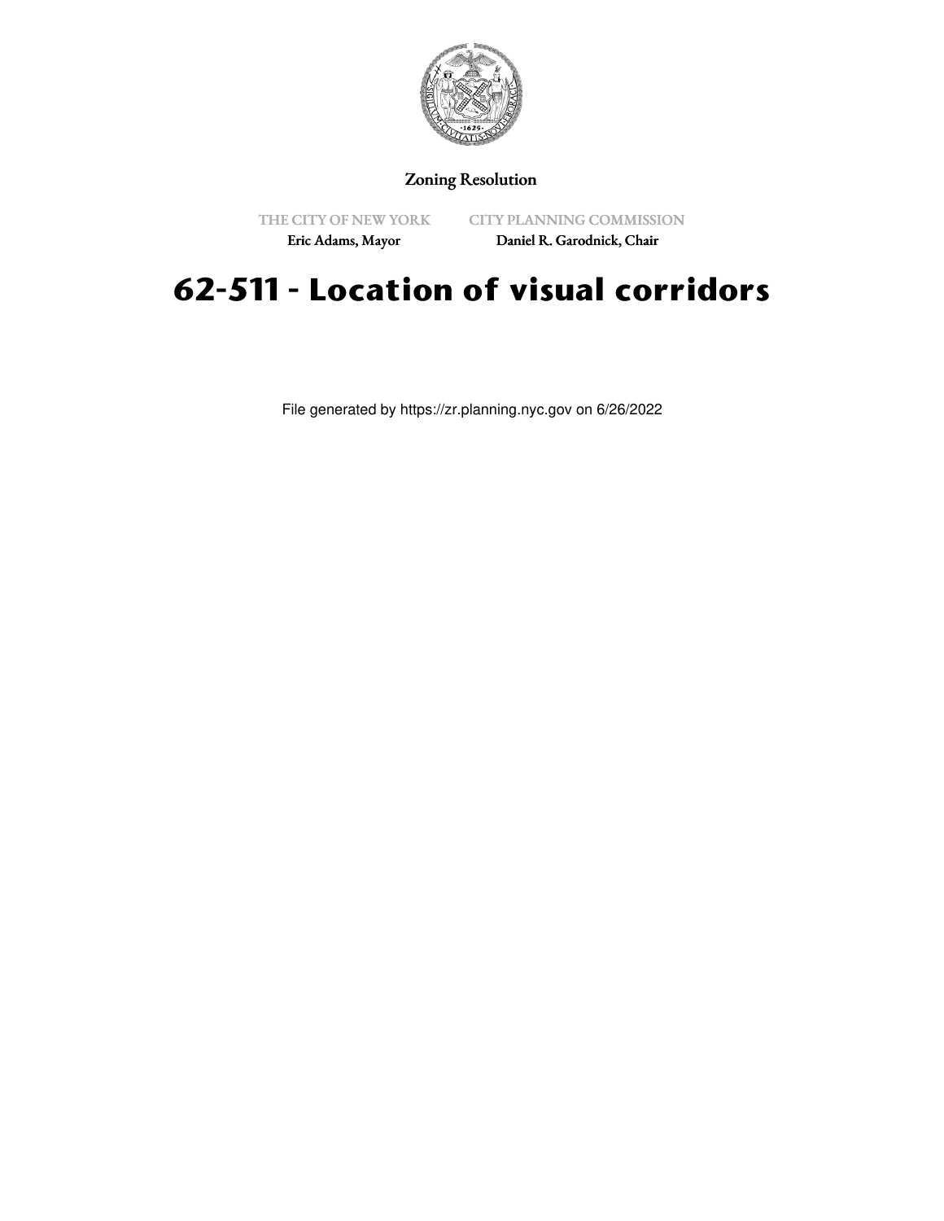Zoning Resolution

THE CITY OF NEW YORK
Eric Adams, Mayor

CITY PLANNING COMMISSION
Daniel R. Garodnick, Chair

# 62-511 - Location of visual corridors

File generated by https://zr.planning.nyc.gov on 6/26/2022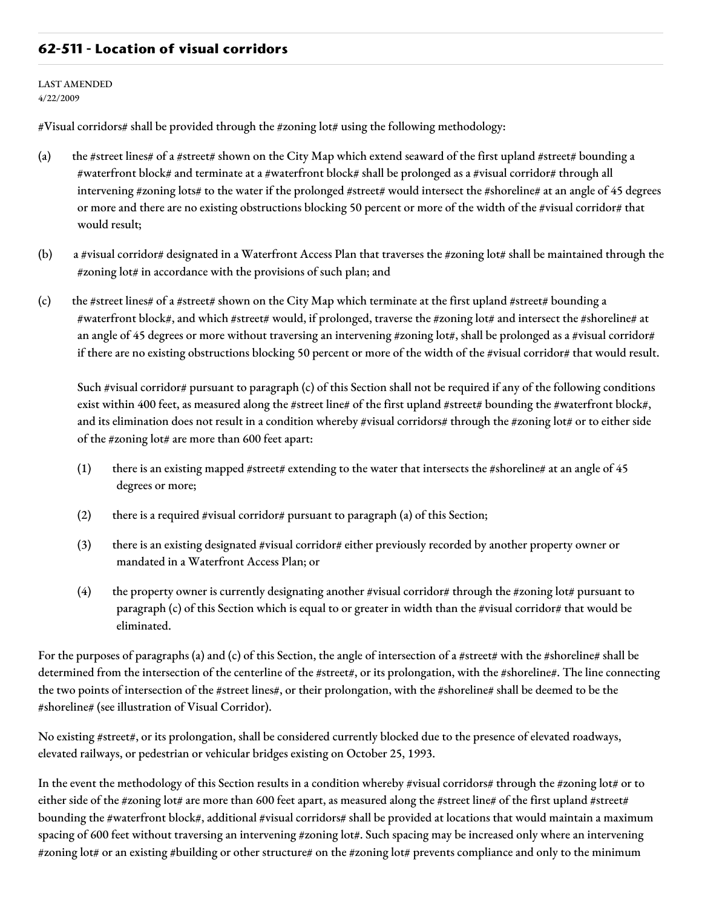## 62-511 - Location of visual corridors

LAST AMENDED
4/22/2009

#Visual corridors# shall be provided through the #zoning lot# using the following methodology:

(a) the #street lines# of a #street# shown on the City Map which extend seaward of the first upland #street# bounding a #waterfront block# and terminate at a #waterfront block# shall be prolonged as a #visual corridor# through all intervening #zoning lots# to the water if the prolonged #street# would intersect the #shoreline# at an angle of 45 degrees or more and there are no existing obstructions blocking 50 percent or more of the width of the #visual corridor# that would result;

(b) a #visual corridor# designated in a Waterfront Access Plan that traverses the #zoning lot# shall be maintained through the #zoning lot# in accordance with the provisions of such plan; and

(c) the #street lines# of a #street# shown on the City Map which terminate at the first upland #street# bounding a #waterfront block#, and which #street# would, if prolonged, traverse the #zoning lot# and intersect the #shoreline# at an angle of 45 degrees or more without traversing an intervening #zoning lot#, shall be prolonged as a #visual corridor# if there are no existing obstructions blocking 50 percent or more of the width of the #visual corridor# that would result.

Such #visual corridor# pursuant to paragraph (c) of this Section shall not be required if any of the following conditions exist within 400 feet, as measured along the #street line# of the first upland #street# bounding the #waterfront block#, and its elimination does not result in a condition whereby #visual corridors# through the #zoning lot# or to either side of the #zoning lot# are more than 600 feet apart:

(1) there is an existing mapped #street# extending to the water that intersects the #shoreline# at an angle of 45 degrees or more;

(2) there is a required #visual corridor# pursuant to paragraph (a) of this Section;

(3) there is an existing designated #visual corridor# either previously recorded by another property owner or mandated in a Waterfront Access Plan; or

(4) the property owner is currently designating another #visual corridor# through the #zoning lot# pursuant to paragraph (c) of this Section which is equal to or greater in width than the #visual corridor# that would be eliminated.

For the purposes of paragraphs (a) and (c) of this Section, the angle of intersection of a #street# with the #shoreline# shall be determined from the intersection of the centerline of the #street#, or its prolongation, with the #shoreline#. The line connecting the two points of intersection of the #street lines#, or their prolongation, with the #shoreline# shall be deemed to be the #shoreline# (see illustration of Visual Corridor).

No existing #street#, or its prolongation, shall be considered currently blocked due to the presence of elevated roadways, elevated railways, or pedestrian or vehicular bridges existing on October 25, 1993.

In the event the methodology of this Section results in a condition whereby #visual corridors# through the #zoning lot# or to either side of the #zoning lot# are more than 600 feet apart, as measured along the #street line# of the first upland #street# bounding the #waterfront block#, additional #visual corridors# shall be provided at locations that would maintain a maximum spacing of 600 feet without traversing an intervening #zoning lot#. Such spacing may be increased only where an intervening #zoning lot# or an existing #building or other structure# on the #zoning lot# prevents compliance and only to the minimum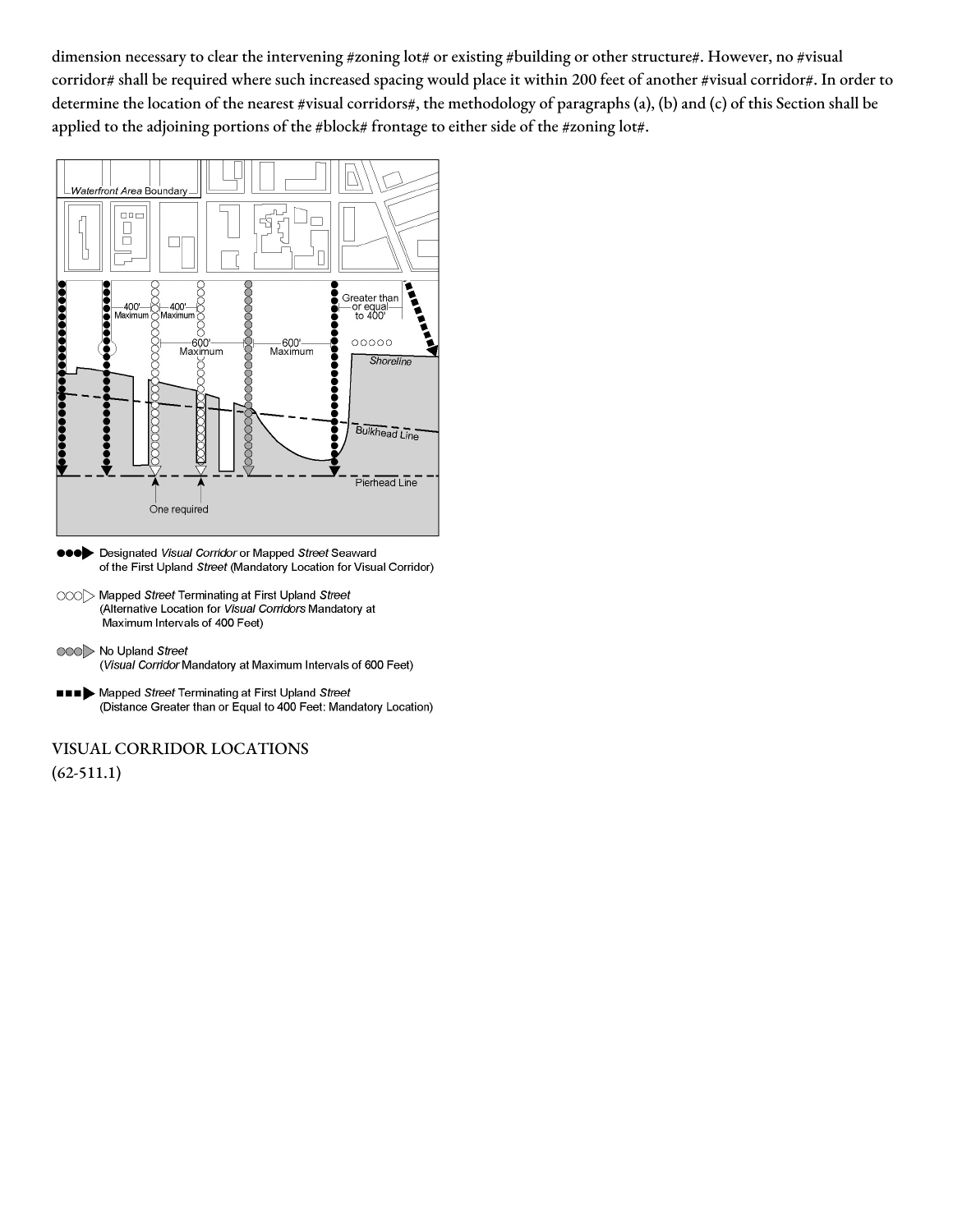dimension necessary to clear the intervening #zoning lot# or existing #building or other structure#. However, no #visual corridor# shall be required where such increased spacing would place it within 200 feet of another #visual corridor#. In order to determine the location of the nearest #visual corridors#, the methodology of paragraphs (a), (b) and (c) of this Section shall be applied to the adjoining portions of the #block# frontage to either side of the #zoning lot#.

Waterfront Area Boundary

400' Maximum

400' Maximum

600' Maximum

600' Maximum

Greater than or equal to 400'

Shoreline

Bulkhead Line

Pierhead Line

One required

●●●▶ Designated *Visual Corridor* or Mapped *Street* Seaward of the First Upland *Street* (Mandatory Location for Visual Corridor)

○○○▷ Mapped *Street* Terminating at First Upland *Street* (Alternative Location for *Visual Corridors* Mandatory at Maximum Intervals of 400 Feet)

●●●▷ No Upland *Street* (*Visual Corridor* Mandatory at Maximum Intervals of 600 Feet)

■■■▶ Mapped *Street* Terminating at First Upland *Street* (Distance Greater than or Equal to 400 Feet: Mandatory Location)

VISUAL CORRIDOR LOCATIONS

(62-511.1)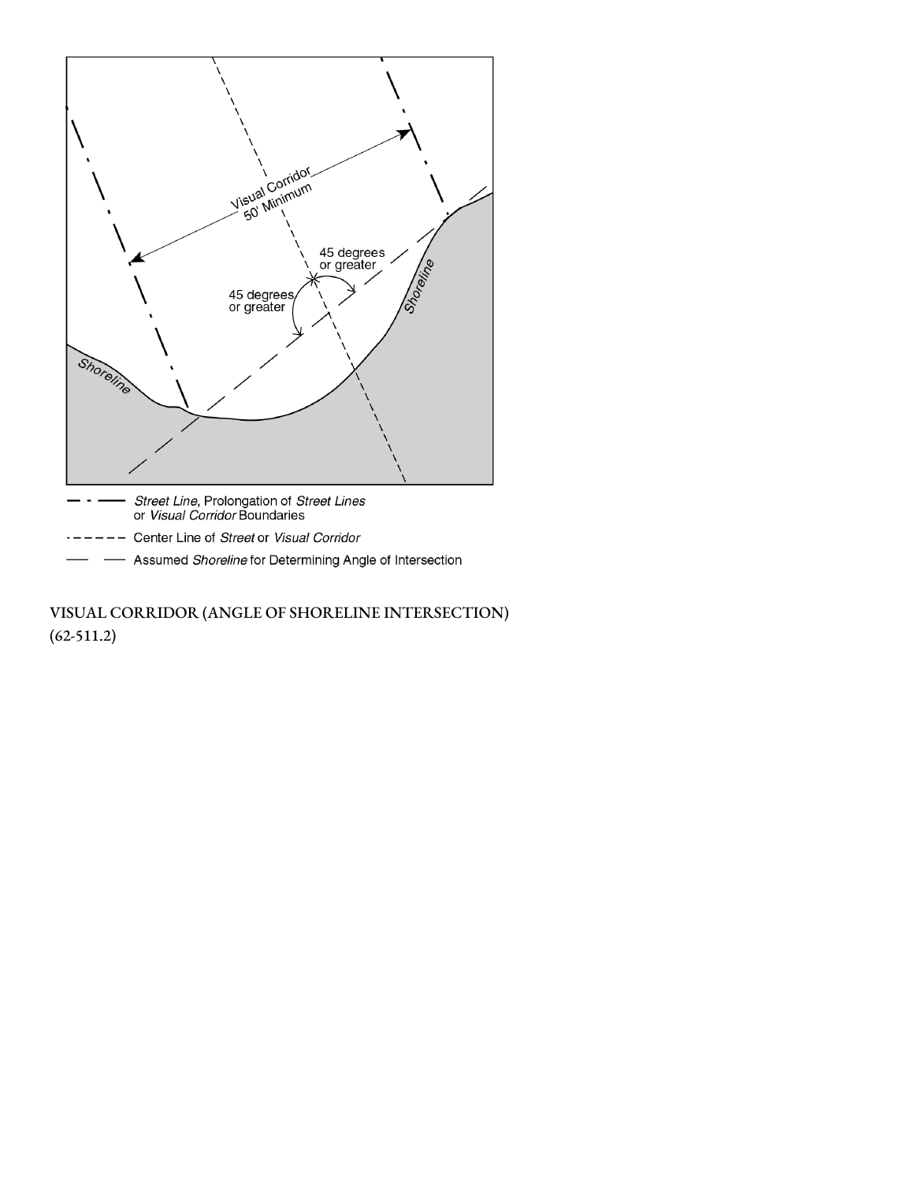Visual Corridor
50' Minimum

45 degrees
or greater

45 degrees
or greater

Shoreline

Shoreline

*Street Line*, Prolongation of *Street Lines* or *Visual Corridor* Boundaries

Center Line of *Street* or *Visual Corridor*

Assumed *Shoreline* for Determining Angle of Intersection

VISUAL CORRIDOR (ANGLE OF SHORELINE INTERSECTION)
(62-511.2)